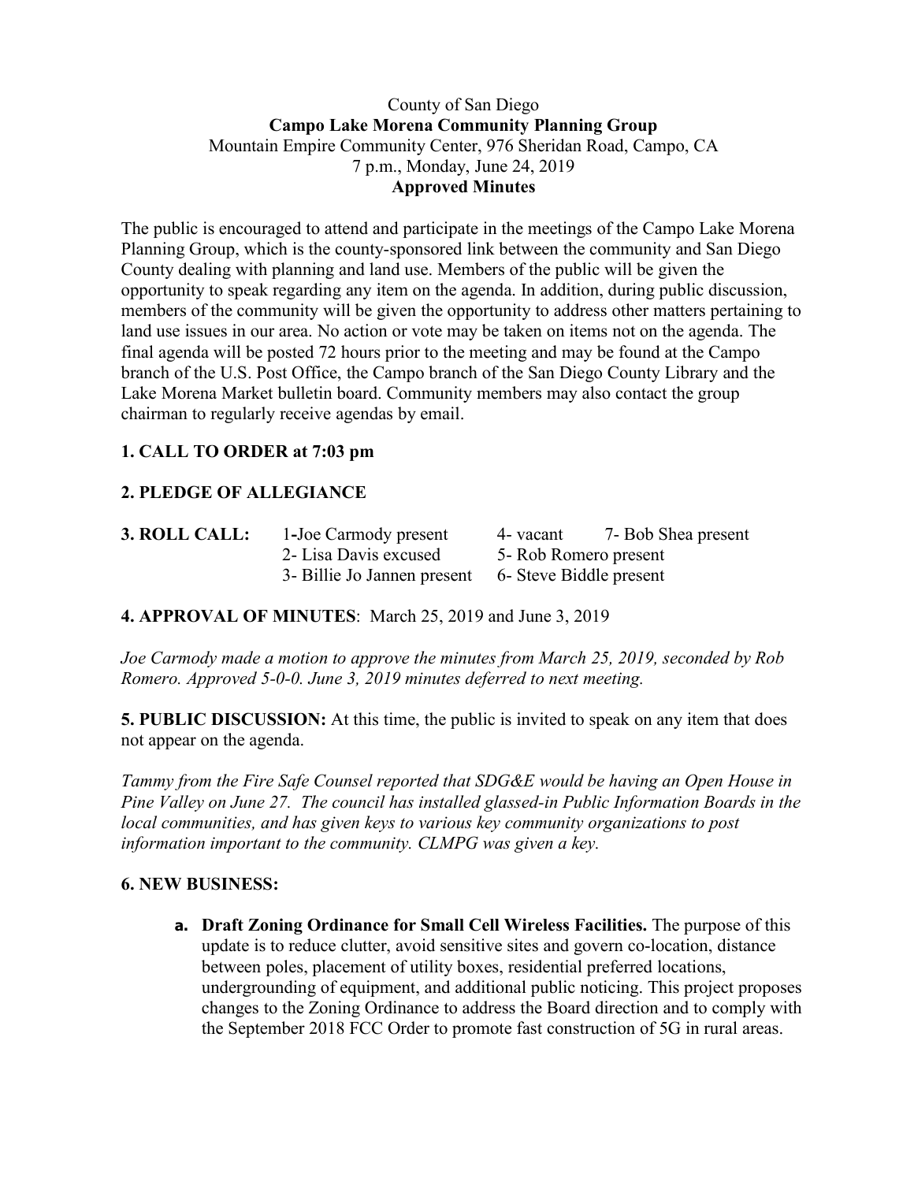County of San Diego

**Campo Lake Morena Community Planning Group**

Mountain Empire Community Center, 976 Sheridan Road, Campo, CA

7 p.m., Monday, June 24, 2019

**Approved Minutes**

The public is encouraged to attend and participate in the meetings of the Campo Lake Morena Planning Group, which is the county-sponsored link between the community and San Diego County dealing with planning and land use. Members of the public will be given the opportunity to speak regarding any item on the agenda. In addition, during public discussion, members of the community will be given the opportunity to address other matters pertaining to land use issues in our area. No action or vote may be taken on items not on the agenda. The final agenda will be posted 72 hours prior to the meeting and may be found at the Campo branch of the U.S. Post Office, the Campo branch of the San Diego County Library and the Lake Morena Market bulletin board. Community members may also contact the group chairman to regularly receive agendas by email.

## 1. CALL TO ORDER at 7:03 pm

## 2. PLEDGE OF ALLEGIANCE

**3. ROLL CALL:**

1-Joe Carmody present
2- Lisa Davis excused
3- Billie Jo Jannen present
4- vacant
5- Rob Romero present
6- Steve Biddle present
7- Bob Shea present

**4. APPROVAL OF MINUTES**: March 25, 2019 and June 3, 2019

*Joe Carmody made a motion to approve the minutes from March 25, 2019, seconded by Rob Romero. Approved 5-0-0. June 3, 2019 minutes deferred to next meeting.*

**5. PUBLIC DISCUSSION:** At this time, the public is invited to speak on any item that does not appear on the agenda.

*Tammy from the Fire Safe Counsel reported that SDG&E would be having an Open House in Pine Valley on June 27. The council has installed glassed-in Public Information Boards in the local communities, and has given keys to various key community organizations to post information important to the community. CLMPG was given a key.*

## 6. NEW BUSINESS:

**a. Draft Zoning Ordinance for Small Cell Wireless Facilities.** The purpose of this update is to reduce clutter, avoid sensitive sites and govern co-location, distance between poles, placement of utility boxes, residential preferred locations, undergrounding of equipment, and additional public noticing. This project proposes changes to the Zoning Ordinance to address the Board direction and to comply with the September 2018 FCC Order to promote fast construction of 5G in rural areas.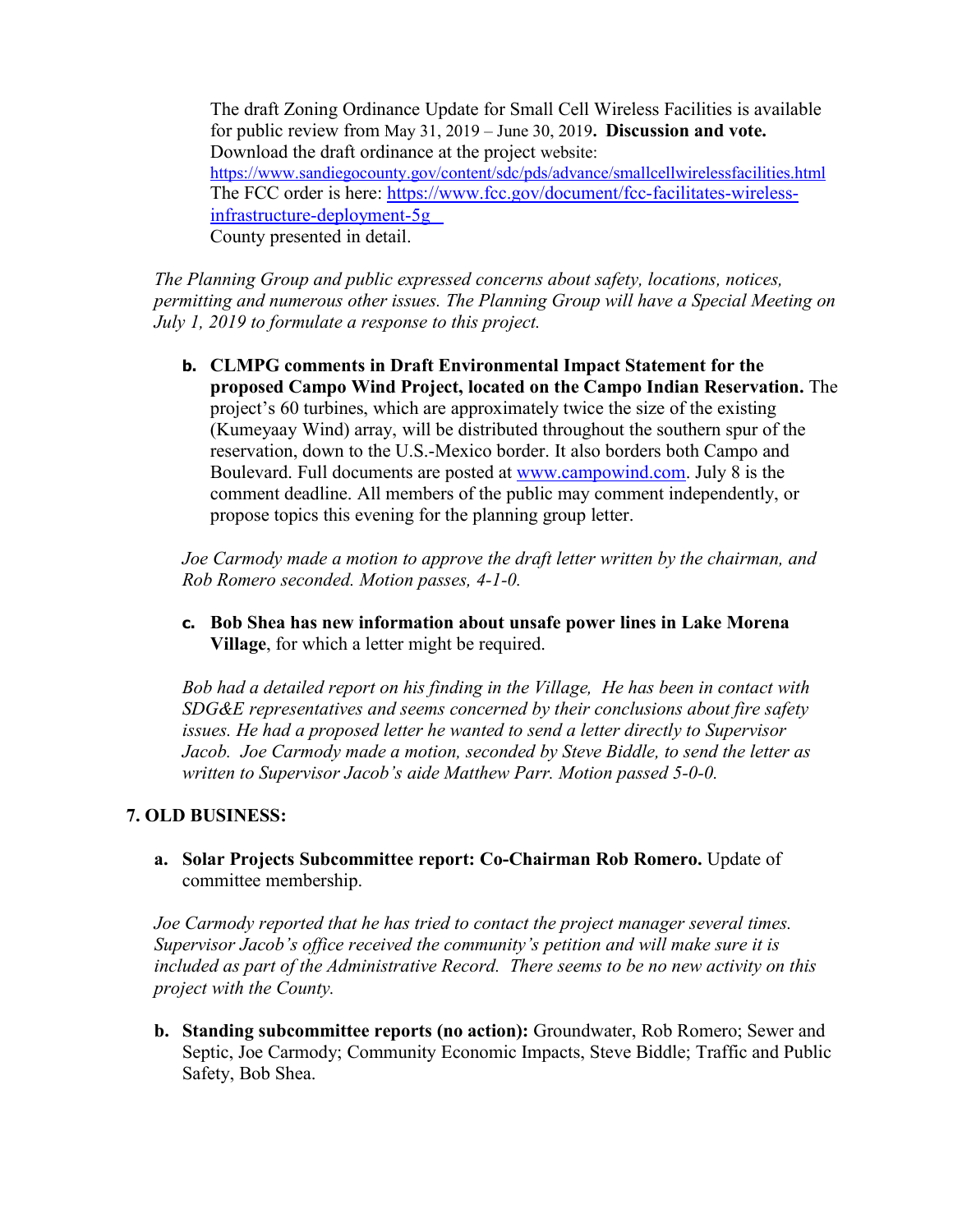The draft Zoning Ordinance Update for Small Cell Wireless Facilities is available for public review from May 31, 2019 – June 30, 2019**. Discussion and vote.** Download the draft ordinance at the project website: https://www.sandiegocounty.gov/content/sdc/pds/advance/smallcellwirelessfacilities.html The FCC order is here: https://www.fcc.gov/document/fcc-facilitates-wireless-infrastructure-deployment-5g County presented in detail.

*The Planning Group and public expressed concerns about safety, locations, notices, permitting and numerous other issues. The Planning Group will have a Special Meeting on July 1, 2019 to formulate a response to this project.*

**b. CLMPG comments in Draft Environmental Impact Statement for the proposed Campo Wind Project, located on the Campo Indian Reservation.** The project's 60 turbines, which are approximately twice the size of the existing (Kumeyaay Wind) array, will be distributed throughout the southern spur of the reservation, down to the U.S.-Mexico border. It also borders both Campo and Boulevard. Full documents are posted at www.campowind.com. July 8 is the comment deadline. All members of the public may comment independently, or propose topics this evening for the planning group letter.

*Joe Carmody made a motion to approve the draft letter written by the chairman, and Rob Romero seconded. Motion passes, 4-1-0.*

**c. Bob Shea has new information about unsafe power lines in Lake Morena Village**, for which a letter might be required.

*Bob had a detailed report on his finding in the Village, He has been in contact with SDG&E representatives and seems concerned by their conclusions about fire safety issues. He had a proposed letter he wanted to send a letter directly to Supervisor Jacob. Joe Carmody made a motion, seconded by Steve Biddle, to send the letter as written to Supervisor Jacob's aide Matthew Parr. Motion passed 5-0-0.*

## 7. OLD BUSINESS:

**a. Solar Projects Subcommittee report: Co-Chairman Rob Romero.** Update of committee membership.

*Joe Carmody reported that he has tried to contact the project manager several times. Supervisor Jacob's office received the community's petition and will make sure it is included as part of the Administrative Record. There seems to be no new activity on this project with the County.*

**b. Standing subcommittee reports (no action):** Groundwater, Rob Romero; Sewer and Septic, Joe Carmody; Community Economic Impacts, Steve Biddle; Traffic and Public Safety, Bob Shea.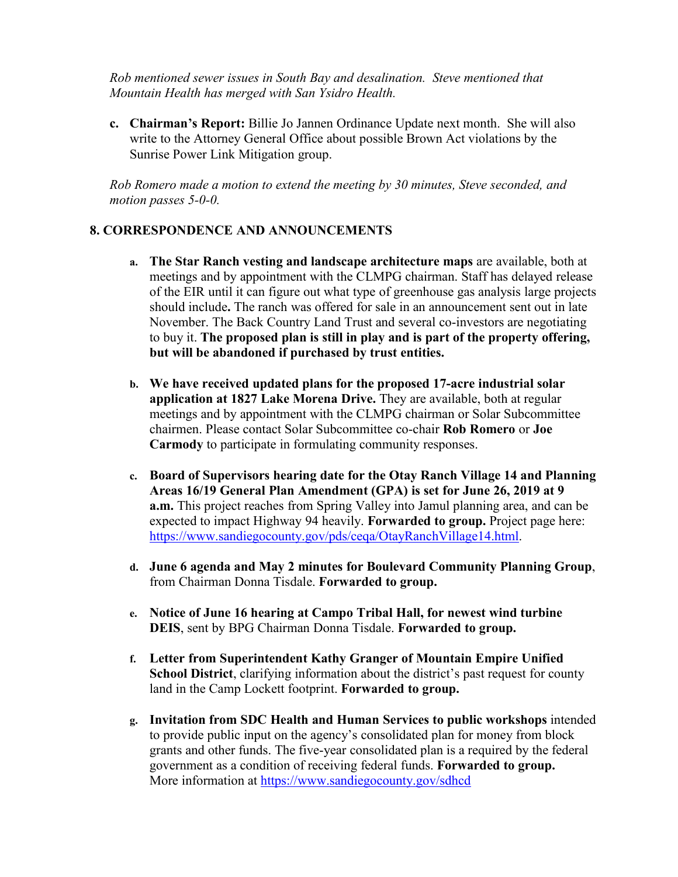*Rob mentioned sewer issues in South Bay and desalination. Steve mentioned that Mountain Health has merged with San Ysidro Health.*

**c. Chairman's Report:** Billie Jo Jannen Ordinance Update next month. She will also write to the Attorney General Office about possible Brown Act violations by the Sunrise Power Link Mitigation group.

*Rob Romero made a motion to extend the meeting by 30 minutes, Steve seconded, and motion passes 5-0-0.*

## 8. CORRESPONDENCE AND ANNOUNCEMENTS

a. **The Star Ranch vesting and landscape architecture maps** are available, both at meetings and by appointment with the CLMPG chairman. Staff has delayed release of the EIR until it can figure out what type of greenhouse gas analysis large projects should include**.** The ranch was offered for sale in an announcement sent out in late November. The Back Country Land Trust and several co-investors are negotiating to buy it. **The proposed plan is still in play and is part of the property offering, but will be abandoned if purchased by trust entities.**

b. **We have received updated plans for the proposed 17-acre industrial solar application at 1827 Lake Morena Drive.** They are available, both at regular meetings and by appointment with the CLMPG chairman or Solar Subcommittee chairmen. Please contact Solar Subcommittee co-chair **Rob Romero** or **Joe Carmody** to participate in formulating community responses.

c. **Board of Supervisors hearing date for the Otay Ranch Village 14 and Planning Areas 16/19 General Plan Amendment (GPA) is set for June 26, 2019 at 9 a.m.** This project reaches from Spring Valley into Jamul planning area, and can be expected to impact Highway 94 heavily. **Forwarded to group.** Project page here: https://www.sandiegocounty.gov/pds/ceqa/OtayRanchVillage14.html.

d. **June 6 agenda and May 2 minutes for Boulevard Community Planning Group**, from Chairman Donna Tisdale. **Forwarded to group.**

e. **Notice of June 16 hearing at Campo Tribal Hall, for newest wind turbine DEIS**, sent by BPG Chairman Donna Tisdale. **Forwarded to group.**

f. **Letter from Superintendent Kathy Granger of Mountain Empire Unified School District**, clarifying information about the district's past request for county land in the Camp Lockett footprint. **Forwarded to group.**

g. **Invitation from SDC Health and Human Services to public workshops** intended to provide public input on the agency's consolidated plan for money from block grants and other funds. The five-year consolidated plan is a required by the federal government as a condition of receiving federal funds. **Forwarded to group.** More information at https://www.sandiegocounty.gov/sdhcd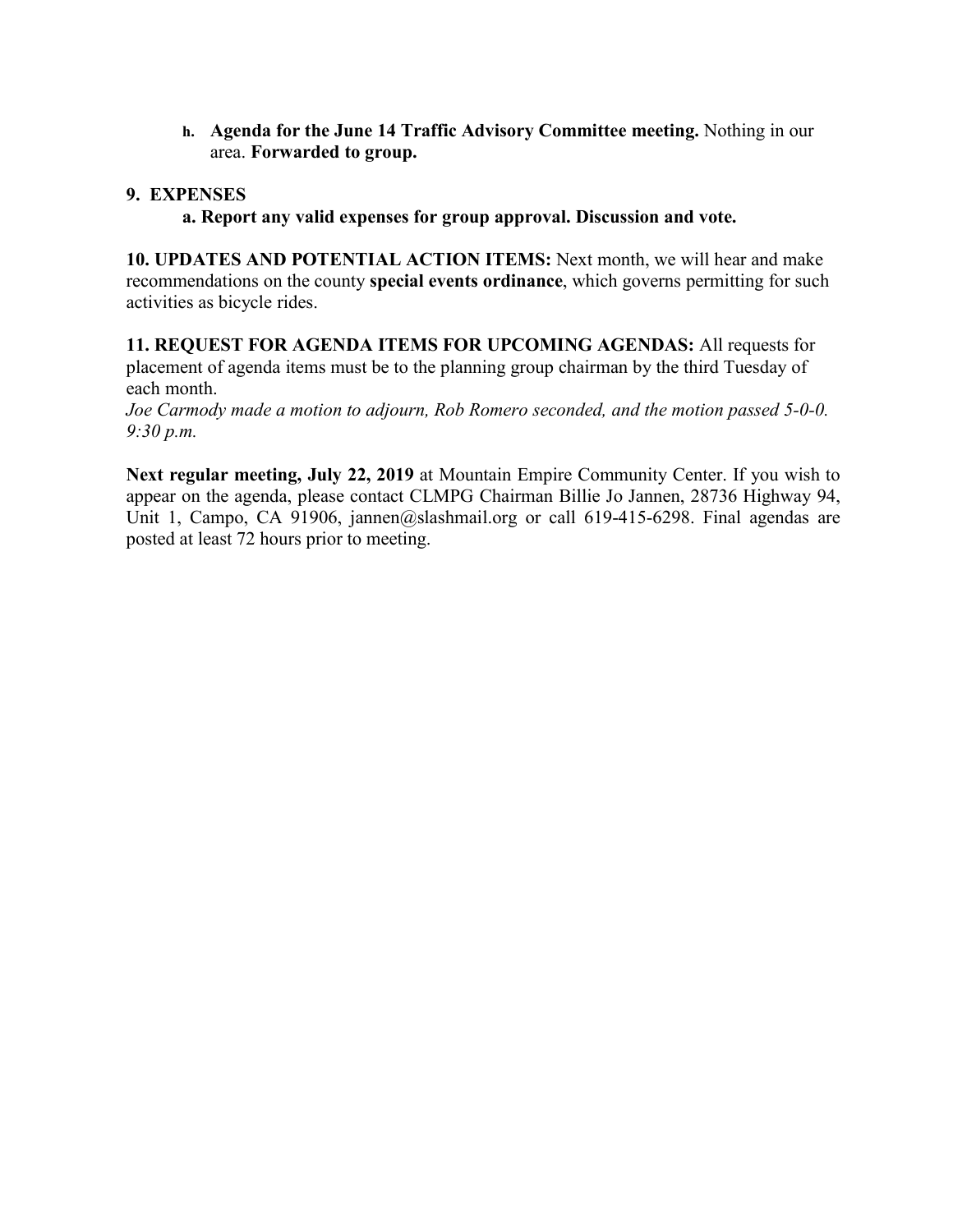h. **Agenda for the June 14 Traffic Advisory Committee meeting.** Nothing in our area. **Forwarded to group.**

**9. EXPENSES**

**a. Report any valid expenses for group approval. Discussion and vote.**

**10. UPDATES AND POTENTIAL ACTION ITEMS:** Next month, we will hear and make recommendations on the county **special events ordinance**, which governs permitting for such activities as bicycle rides.

**11. REQUEST FOR AGENDA ITEMS FOR UPCOMING AGENDAS:** All requests for placement of agenda items must be to the planning group chairman by the third Tuesday of each month.

*Joe Carmody made a motion to adjourn, Rob Romero seconded, and the motion passed 5-0-0. 9:30 p.m.*

**Next regular meeting, July 22, 2019** at Mountain Empire Community Center. If you wish to appear on the agenda, please contact CLMPG Chairman Billie Jo Jannen, 28736 Highway 94, Unit 1, Campo, CA 91906, jannen@slashmail.org or call 619-415-6298. Final agendas are posted at least 72 hours prior to meeting.